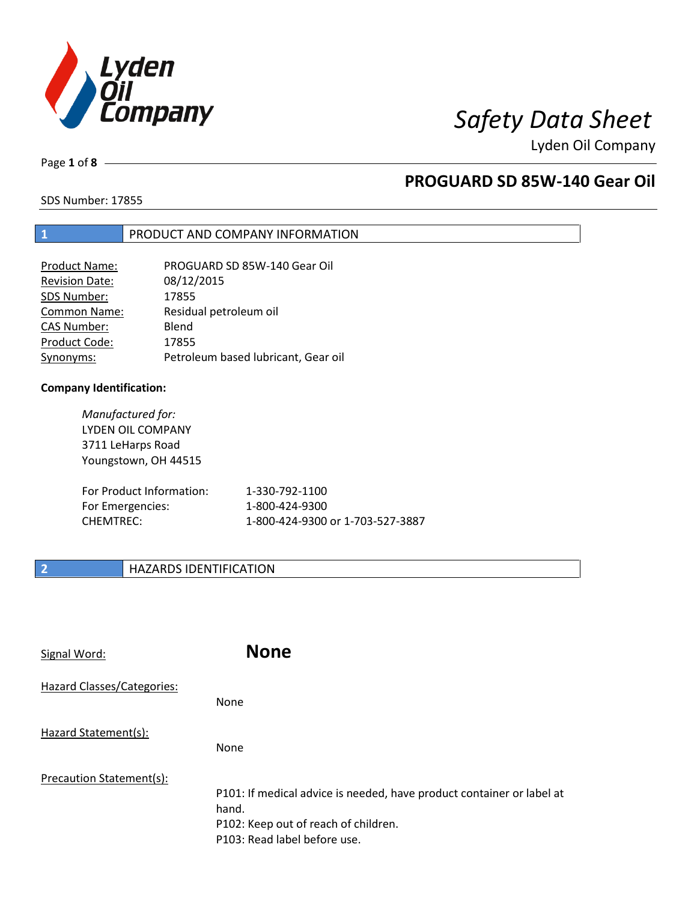# Safety Data Sheet

Lyden Oil Company

## PROGUARD SD 85W-140 Gear Oil

SDS Number: 17855

## 1 PRODUCT AND COMPANY INFORMATION

| | |
|---|---|
| Product Name: | PROGUARD SD 85W-140 Gear Oil |
| Revision Date: | 08/12/2015 |
| SDS Number: | 17855 |
| Common Name: | Residual petroleum oil |
| CAS Number: | Blend |
| Product Code: | 17855 |
| Synonyms: | Petroleum based lubricant, Gear oil |

**Company Identification:**

*Manufactured for:*
LYDEN OIL COMPANY
3711 LeHarps Road
Youngstown, OH 44515

| | |
|---|---|
| For Product Information: | 1-330-792-1100 |
| For Emergencies: | 1-800-424-9300 |
| CHEMTREC: | 1-800-424-9300 or 1-703-527-3887 |

## 2 HAZARDS IDENTIFICATION

Signal Word: **None**

Hazard Classes/Categories:

None

Hazard Statement(s):

None

Precaution Statement(s):

P101: If medical advice is needed, have product container or label at hand.
P102: Keep out of reach of children.
P103: Read label before use.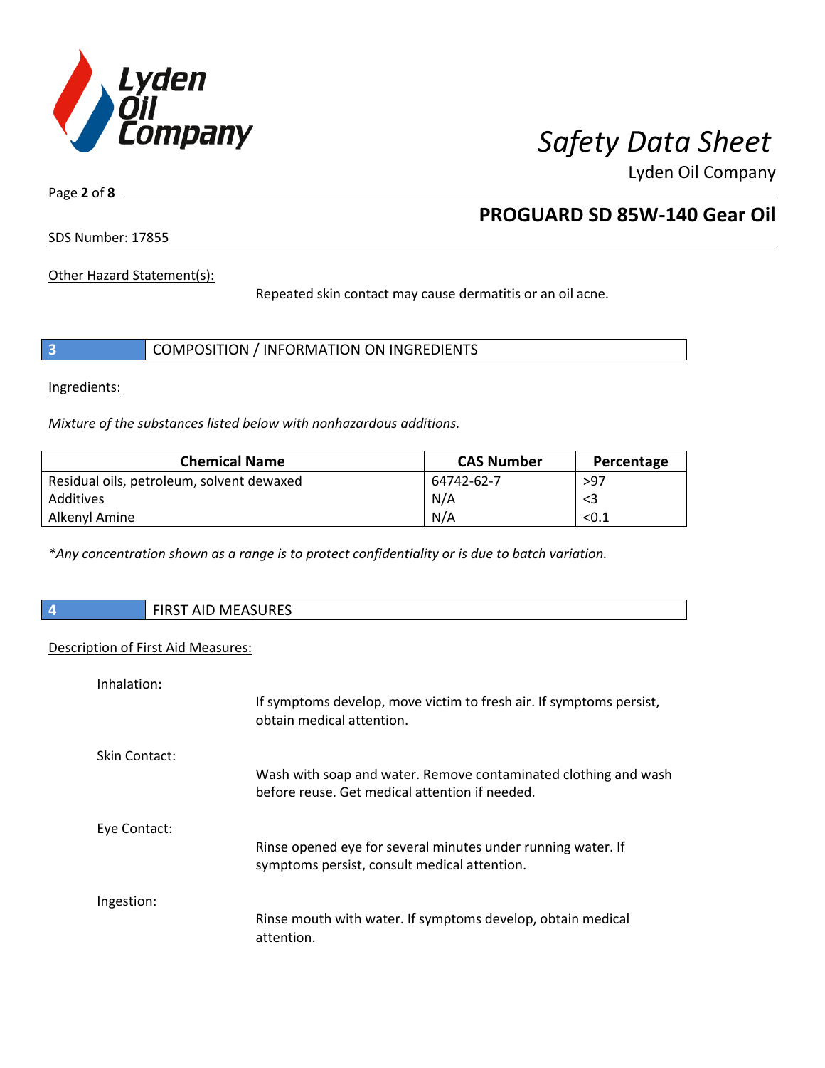Other Hazard Statement(s):

Repeated skin contact may cause dermatitis or an oil acne.

## 3 COMPOSITION / INFORMATION ON INGREDIENTS

Ingredients:

*Mixture of the substances listed below with nonhazardous additions.*

| Chemical Name | CAS Number | Percentage |
|---|---|---|
| Residual oils, petroleum, solvent dewaxed | 64742-62-7 | >97 |
| Additives | N/A | <3 |
| Alkenyl Amine | N/A | <0.1 |

*\*Any concentration shown as a range is to protect confidentiality or is due to batch variation.*

## 4 FIRST AID MEASURES

Description of First Aid Measures:

Inhalation:

If symptoms develop, move victim to fresh air. If symptoms persist, obtain medical attention.

Skin Contact:

Wash with soap and water. Remove contaminated clothing and wash before reuse. Get medical attention if needed.

Eye Contact:

Rinse opened eye for several minutes under running water. If symptoms persist, consult medical attention.

Ingestion:

Rinse mouth with water. If symptoms develop, obtain medical attention.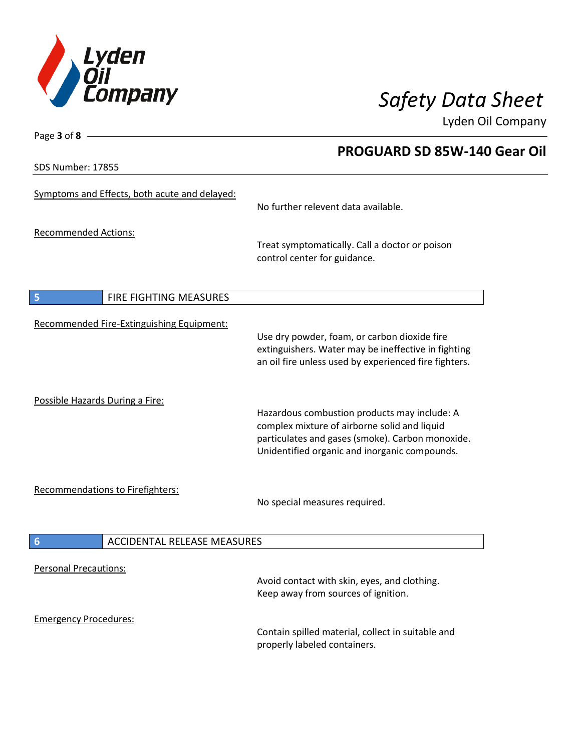Symptoms and Effects, both acute and delayed:

No further relevent data available.

Recommended Actions:

Treat symptomatically. Call a doctor or poison control center for guidance.

## 5 FIRE FIGHTING MEASURES

Recommended Fire-Extinguishing Equipment:

Use dry powder, foam, or carbon dioxide fire extinguishers. Water may be ineffective in fighting an oil fire unless used by experienced fire fighters.

Possible Hazards During a Fire:

Hazardous combustion products may include: A complex mixture of airborne solid and liquid particulates and gases (smoke). Carbon monoxide. Unidentified organic and inorganic compounds.

Recommendations to Firefighters:

No special measures required.

## 6 ACCIDENTAL RELEASE MEASURES

Personal Precautions:

Avoid contact with skin, eyes, and clothing. Keep away from sources of ignition.

Emergency Procedures:

Contain spilled material, collect in suitable and properly labeled containers.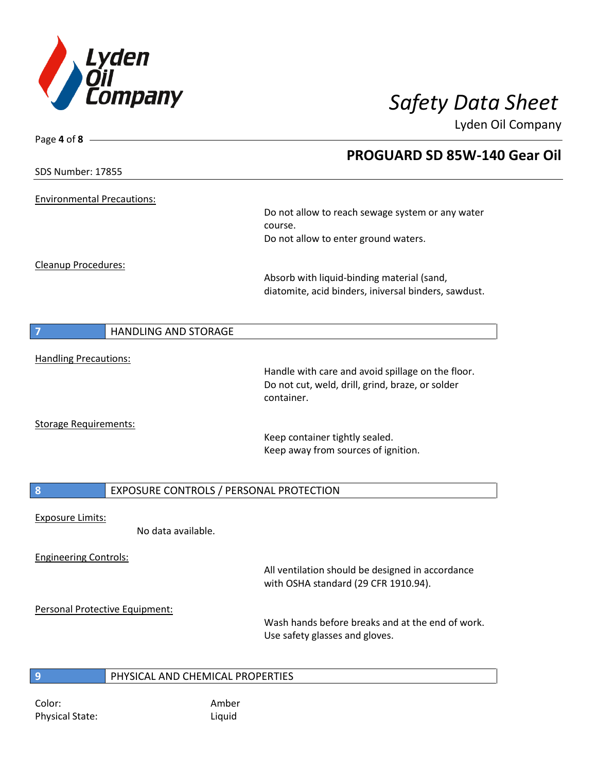Environmental Precautions:

Do not allow to reach sewage system or any water course.
Do not allow to enter ground waters.

Cleanup Procedures:

Absorb with liquid-binding material (sand, diatomite, acid binders, iniversal binders, sawdust.

## 7 HANDLING AND STORAGE

Handling Precautions:

Handle with care and avoid spillage on the floor.
Do not cut, weld, drill, grind, braze, or solder container.

Storage Requirements:

Keep container tightly sealed.
Keep away from sources of ignition.

## 8 EXPOSURE CONTROLS / PERSONAL PROTECTION

Exposure Limits:

No data available.

Engineering Controls:

All ventilation should be designed in accordance with OSHA standard (29 CFR 1910.94).

Personal Protective Equipment:

Wash hands before breaks and at the end of work.
Use safety glasses and gloves.

## 9 PHYSICAL AND CHEMICAL PROPERTIES

Color: Amber
Physical State: Liquid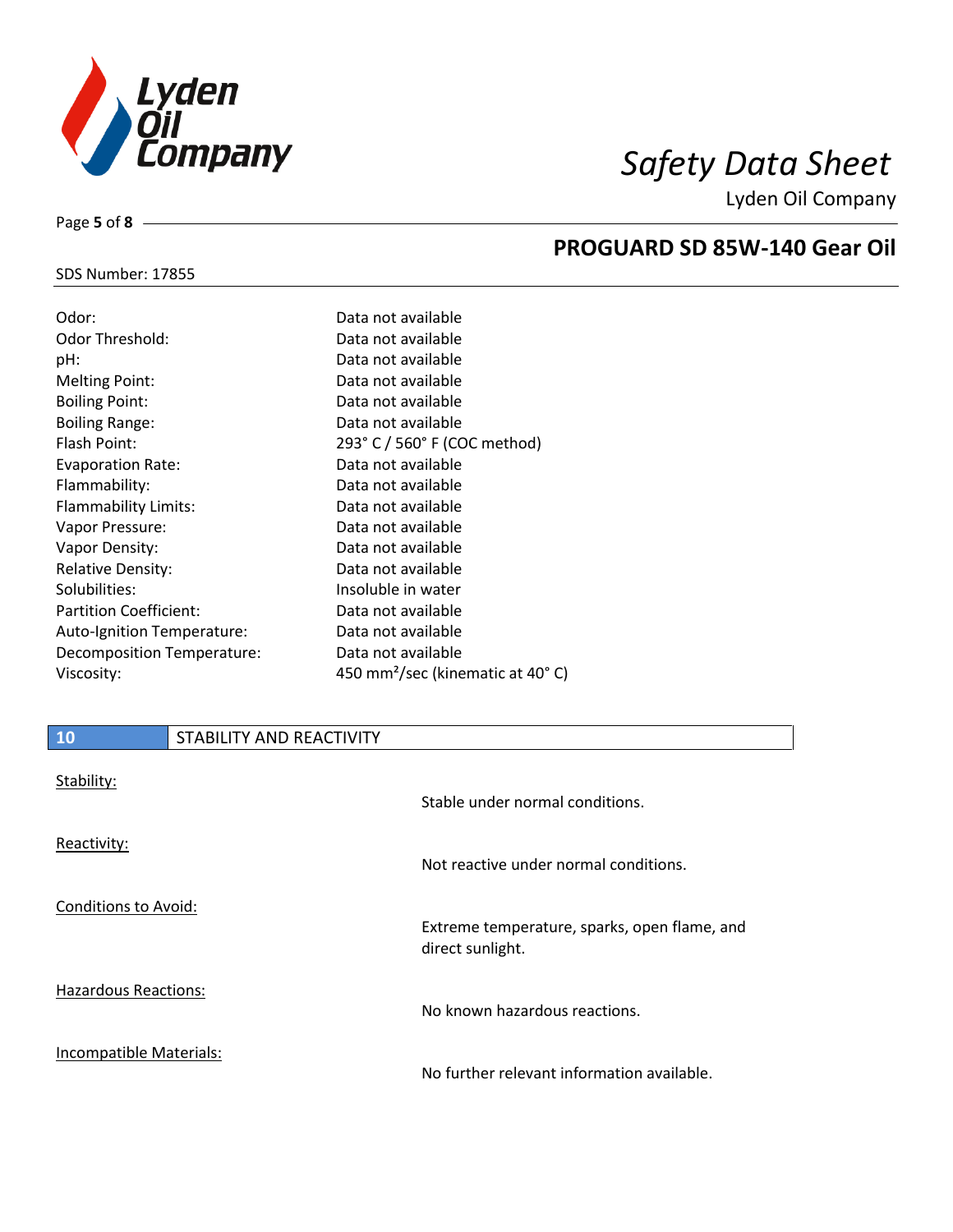| | |
|---|---|
| Odor: | Data not available |
| Odor Threshold: | Data not available |
| pH: | Data not available |
| Melting Point: | Data not available |
| Boiling Point: | Data not available |
| Boiling Range: | Data not available |
| Flash Point: | 293° C / 560° F (COC method) |
| Evaporation Rate: | Data not available |
| Flammability: | Data not available |
| Flammability Limits: | Data not available |
| Vapor Pressure: | Data not available |
| Vapor Density: | Data not available |
| Relative Density: | Data not available |
| Solubilities: | Insoluble in water |
| Partition Coefficient: | Data not available |
| Auto-Ignition Temperature: | Data not available |
| Decomposition Temperature: | Data not available |
| Viscosity: | 450 $mm^2$/sec (kinematic at 40° C) |

## 10 STABILITY AND REACTIVITY

Stability:

Stable under normal conditions.

Reactivity:

Not reactive under normal conditions.

Conditions to Avoid:

Extreme temperature, sparks, open flame, and direct sunlight.

Hazardous Reactions:

No known hazardous reactions.

Incompatible Materials:

No further relevant information available.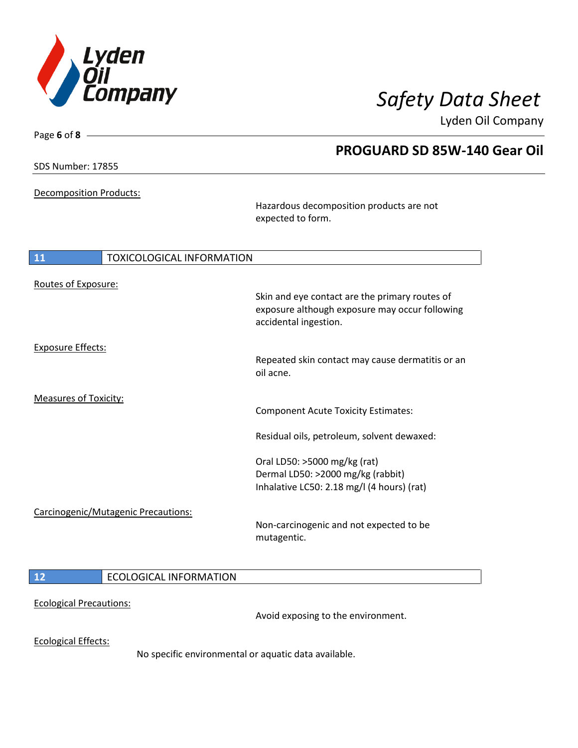Decomposition Products:

Hazardous decomposition products are not expected to form.

## 11 TOXICOLOGICAL INFORMATION

Routes of Exposure:

Skin and eye contact are the primary routes of exposure although exposure may occur following accidental ingestion.

Exposure Effects:

Repeated skin contact may cause dermatitis or an oil acne.

Measures of Toxicity:

Component Acute Toxicity Estimates:

Residual oils, petroleum, solvent dewaxed:

Oral LD50: >5000 mg/kg (rat)
Dermal LD50: >2000 mg/kg (rabbit)
Inhalative LC50: 2.18 mg/l (4 hours) (rat)

Carcinogenic/Mutagenic Precautions:

Non-carcinogenic and not expected to be mutagentic.

## 12 ECOLOGICAL INFORMATION

Ecological Precautions:

Avoid exposing to the environment.

Ecological Effects:

No specific environmental or aquatic data available.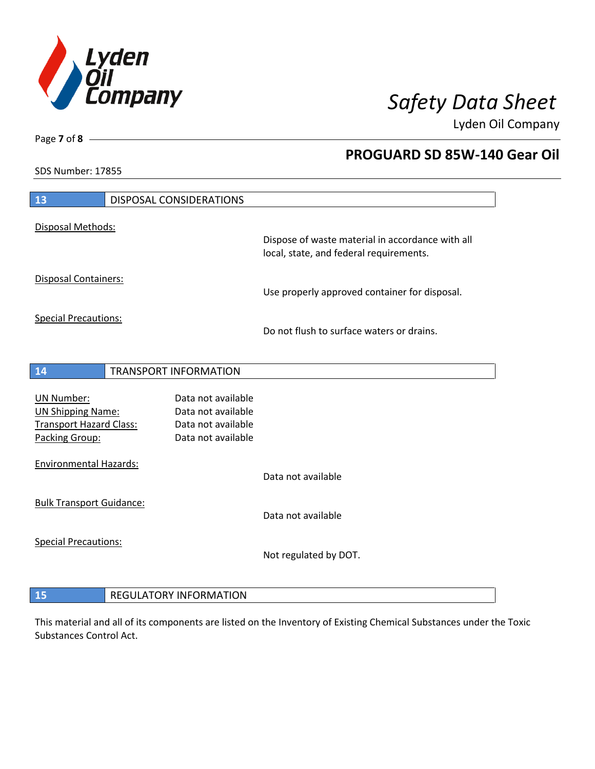## 13 DISPOSAL CONSIDERATIONS

Disposal Methods:

Dispose of waste material in accordance with all local, state, and federal requirements.

Disposal Containers:

Use properly approved container for disposal.

Special Precautions:

Do not flush to surface waters or drains.

## 14 TRANSPORT INFORMATION

| | |
|---|---|
| UN Number: | Data not available |
| UN Shipping Name: | Data not available |
| Transport Hazard Class: | Data not available |
| Packing Group: | Data not available |

Environmental Hazards:

Data not available

Bulk Transport Guidance:

Data not available

Special Precautions:

Not regulated by DOT.

## 15 REGULATORY INFORMATION

This material and all of its components are listed on the Inventory of Existing Chemical Substances under the Toxic Substances Control Act.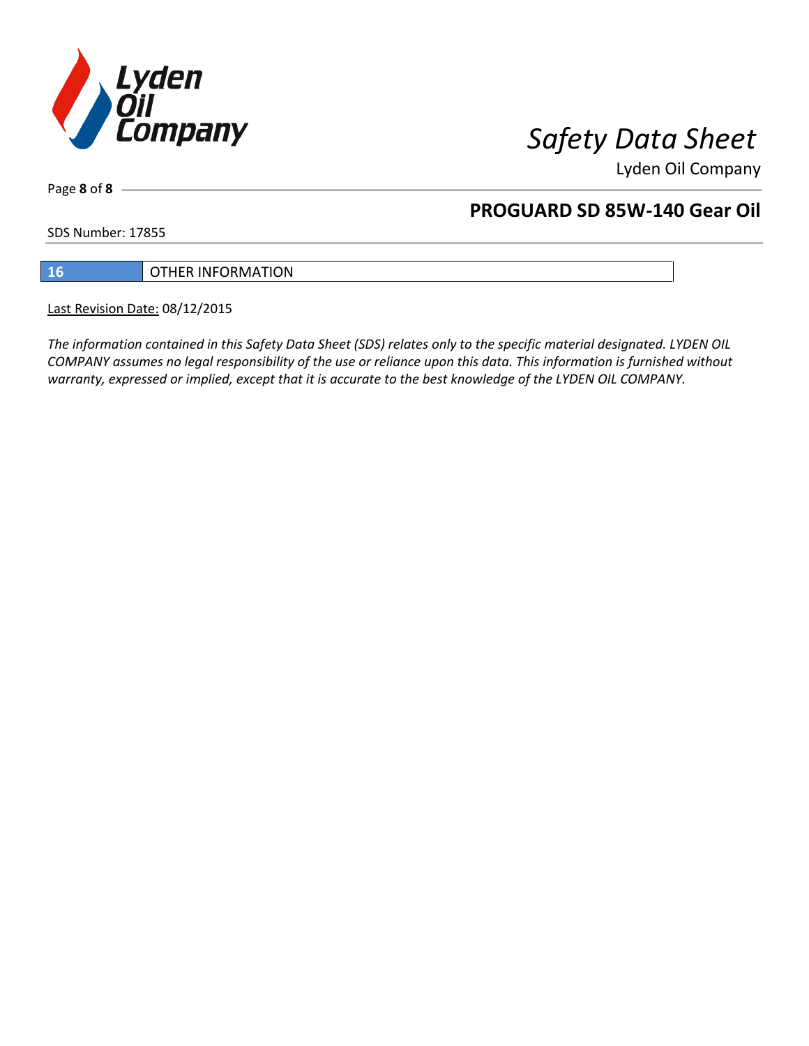## 16 OTHER INFORMATION

Last Revision Date: 08/12/2015

*The information contained in this Safety Data Sheet (SDS) relates only to the specific material designated. LYDEN OIL COMPANY assumes no legal responsibility of the use or reliance upon this data. This information is furnished without warranty, expressed or implied, except that it is accurate to the best knowledge of the LYDEN OIL COMPANY.*